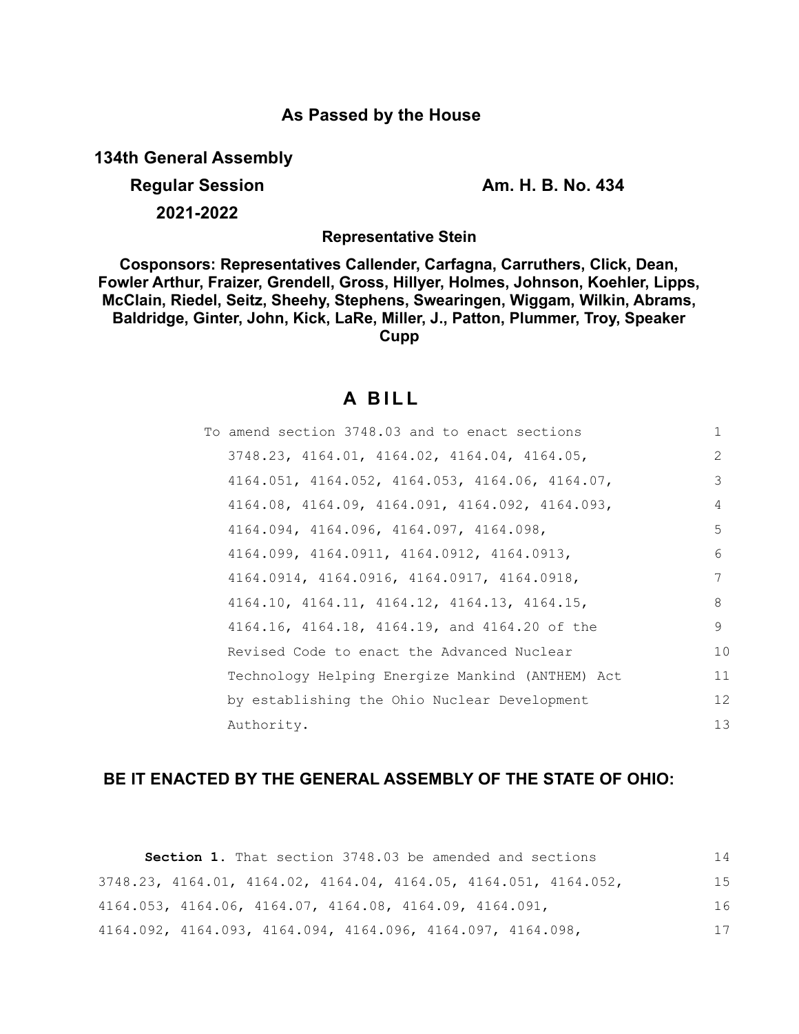# As Passed by the House

**134th General Assembly**

**Regular Session** **Am. H. B. No. 434**

**2021-2022**

**Representative Stein**

**Cosponsors: Representatives Callender, Carfagna, Carruthers, Click, Dean, Fowler Arthur, Fraizer, Grendell, Gross, Hillyer, Holmes, Johnson, Koehler, Lipps, McClain, Riedel, Seitz, Sheehy, Stephens, Swearingen, Wiggam, Wilkin, Abrams, Baldridge, Ginter, John, Kick, LaRe, Miller, J., Patton, Plummer, Troy, Speaker Cupp**

## A BILL

To amend section 3748.03 and to enact sections 3748.23, 4164.01, 4164.02, 4164.04, 4164.05, 4164.051, 4164.052, 4164.053, 4164.06, 4164.07, 4164.08, 4164.09, 4164.091, 4164.092, 4164.093, 4164.094, 4164.096, 4164.097, 4164.098, 4164.099, 4164.0911, 4164.0912, 4164.0913, 4164.0914, 4164.0916, 4164.0917, 4164.0918, 4164.10, 4164.11, 4164.12, 4164.13, 4164.15, 4164.16, 4164.18, 4164.19, and 4164.20 of the Revised Code to enact the Advanced Nuclear Technology Helping Energize Mankind (ANTHEM) Act by establishing the Ohio Nuclear Development Authority.

**BE IT ENACTED BY THE GENERAL ASSEMBLY OF THE STATE OF OHIO:**

**Section 1.** That section 3748.03 be amended and sections 3748.23, 4164.01, 4164.02, 4164.04, 4164.05, 4164.051, 4164.052, 4164.053, 4164.06, 4164.07, 4164.08, 4164.09, 4164.091, 4164.092, 4164.093, 4164.094, 4164.096, 4164.097, 4164.098,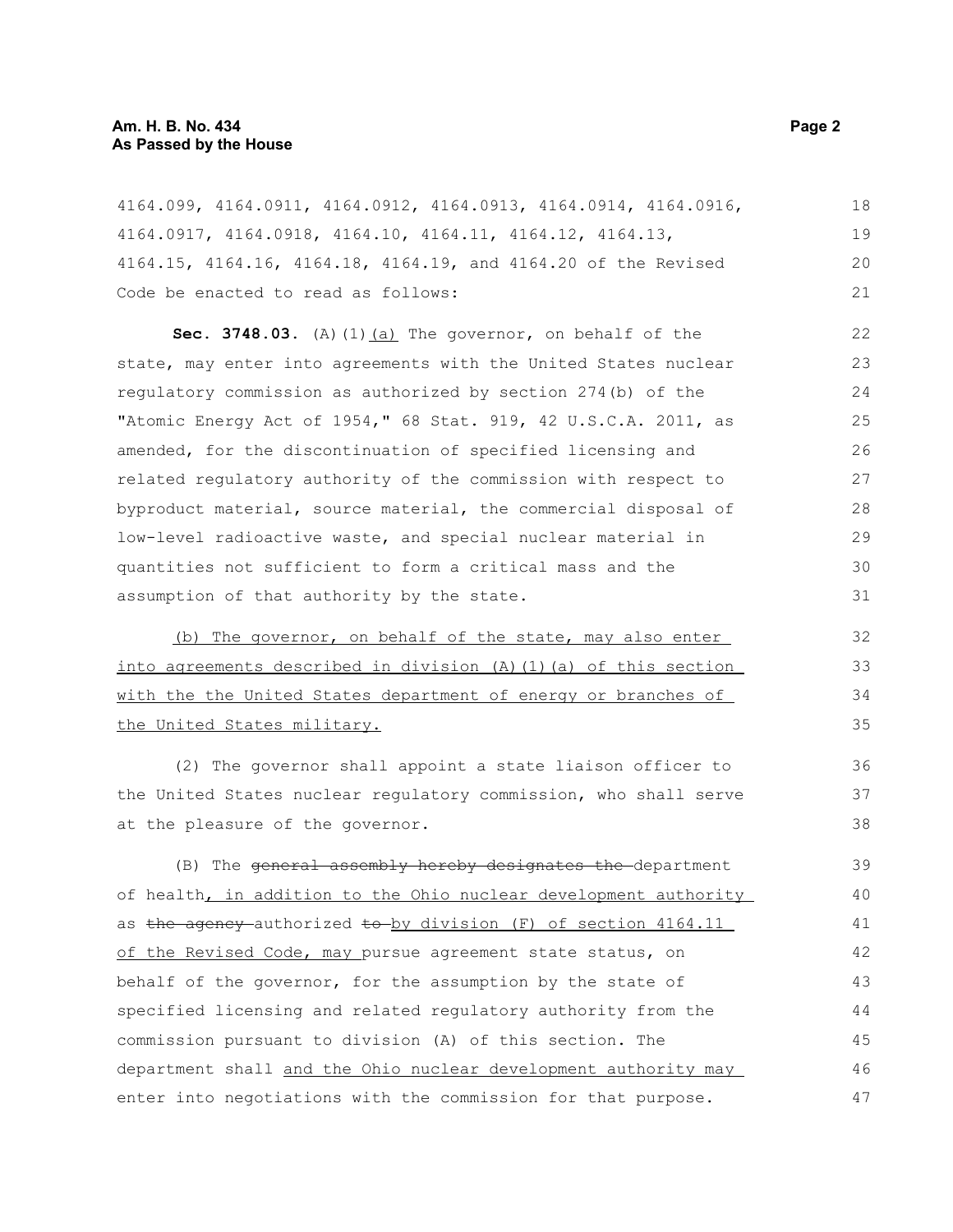4164.099, 4164.0911, 4164.0912, 4164.0913, 4164.0914, 4164.0916, 4164.0917, 4164.0918, 4164.10, 4164.11, 4164.12, 4164.13, 4164.15, 4164.16, 4164.18, 4164.19, and 4164.20 of the Revised Code be enacted to read as follows:

**Sec. 3748.03.** (A)(1)(a) The governor, on behalf of the state, may enter into agreements with the United States nuclear regulatory commission as authorized by section 274(b) of the "Atomic Energy Act of 1954," 68 Stat. 919, 42 U.S.C.A. 2011, as amended, for the discontinuation of specified licensing and related regulatory authority of the commission with respect to byproduct material, source material, the commercial disposal of low-level radioactive waste, and special nuclear material in quantities not sufficient to form a critical mass and the assumption of that authority by the state.

(b) The governor, on behalf of the state, may also enter into agreements described in division (A)(1)(a) of this section with the the United States department of energy or branches of the United States military.

(2) The governor shall appoint a state liaison officer to the United States nuclear regulatory commission, who shall serve at the pleasure of the governor.

(B) The ~~general assembly hereby designates the~~ department of health, in addition to the Ohio nuclear development authority as ~~the agency~~ authorized ~~to~~ by division (F) of section 4164.11 of the Revised Code, may pursue agreement state status, on behalf of the governor, for the assumption by the state of specified licensing and related regulatory authority from the commission pursuant to division (A) of this section. The department shall and the Ohio nuclear development authority may enter into negotiations with the commission for that purpose.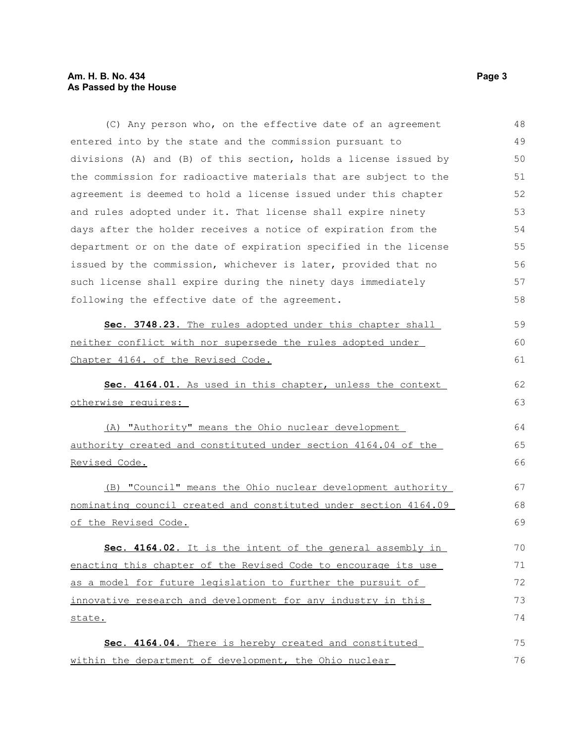(C) Any person who, on the effective date of an agreement entered into by the state and the commission pursuant to divisions (A) and (B) of this section, holds a license issued by the commission for radioactive materials that are subject to the agreement is deemed to hold a license issued under this chapter and rules adopted under it. That license shall expire ninety days after the holder receives a notice of expiration from the department or on the date of expiration specified in the license issued by the commission, whichever is later, provided that no such license shall expire during the ninety days immediately following the effective date of the agreement.

**Sec. 3748.23.** The rules adopted under this chapter shall neither conflict with nor supersede the rules adopted under Chapter 4164. of the Revised Code.

**Sec. 4164.01.** As used in this chapter, unless the context otherwise requires:

(A) "Authority" means the Ohio nuclear development authority created and constituted under section 4164.04 of the Revised Code.

(B) "Council" means the Ohio nuclear development authority nominating council created and constituted under section 4164.09 of the Revised Code.

**Sec. 4164.02.** It is the intent of the general assembly in enacting this chapter of the Revised Code to encourage its use as a model for future legislation to further the pursuit of innovative research and development for any industry in this state.

**Sec. 4164.04.** There is hereby created and constituted within the department of development, the Ohio nuclear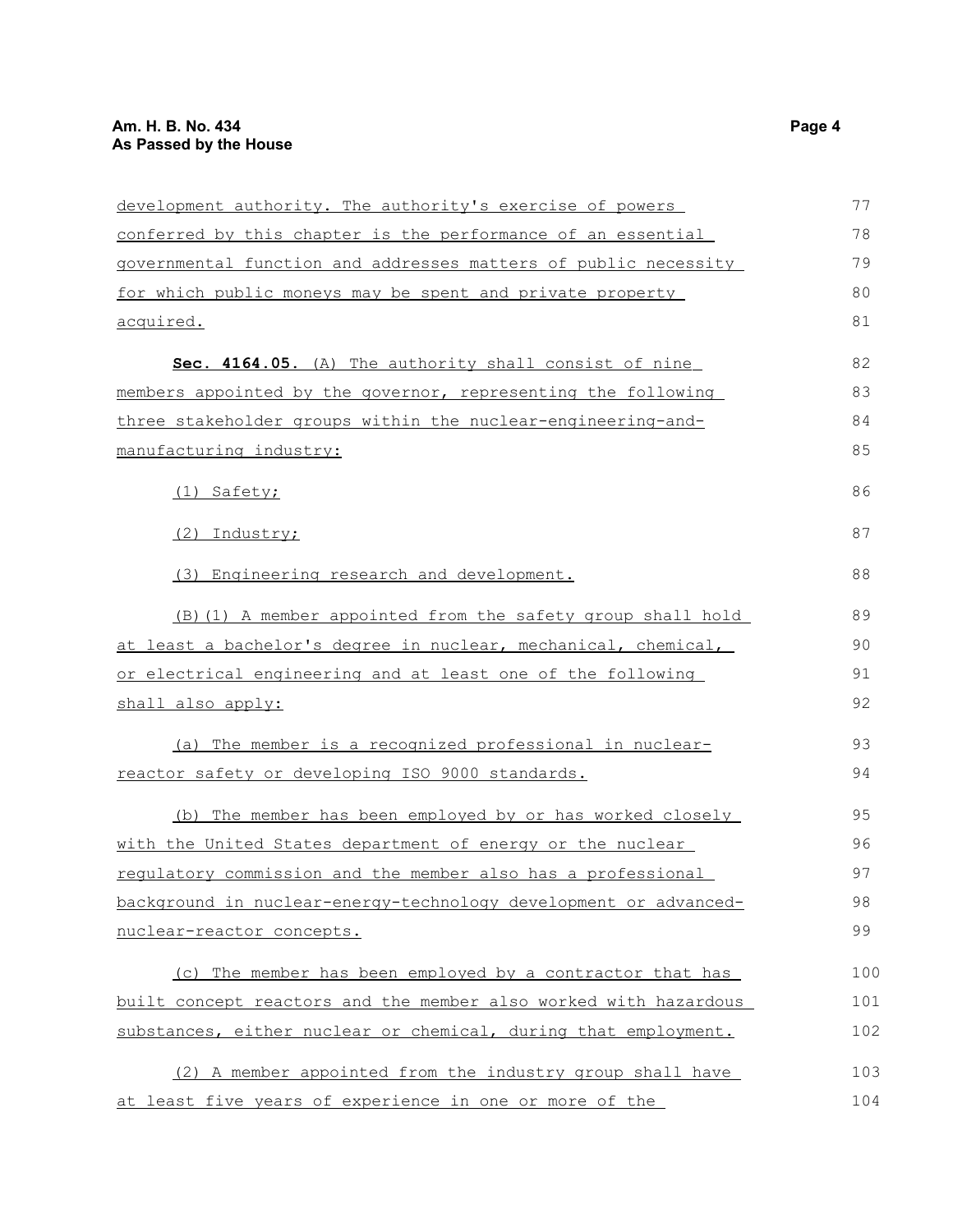development authority. The authority's exercise of powers conferred by this chapter is the performance of an essential governmental function and addresses matters of public necessity for which public moneys may be spent and private property acquired.

**Sec. 4164.05.** (A) The authority shall consist of nine members appointed by the governor, representing the following three stakeholder groups within the nuclear-engineering-and-manufacturing industry:

(1) Safety;

(2) Industry;

(3) Engineering research and development.

(B)(1) A member appointed from the safety group shall hold at least a bachelor's degree in nuclear, mechanical, chemical, or electrical engineering and at least one of the following shall also apply:

(a) The member is a recognized professional in nuclear-reactor safety or developing ISO 9000 standards.

(b) The member has been employed by or has worked closely with the United States department of energy or the nuclear regulatory commission and the member also has a professional background in nuclear-energy-technology development or advanced-nuclear-reactor concepts.

(c) The member has been employed by a contractor that has built concept reactors and the member also worked with hazardous substances, either nuclear or chemical, during that employment.

(2) A member appointed from the industry group shall have at least five years of experience in one or more of the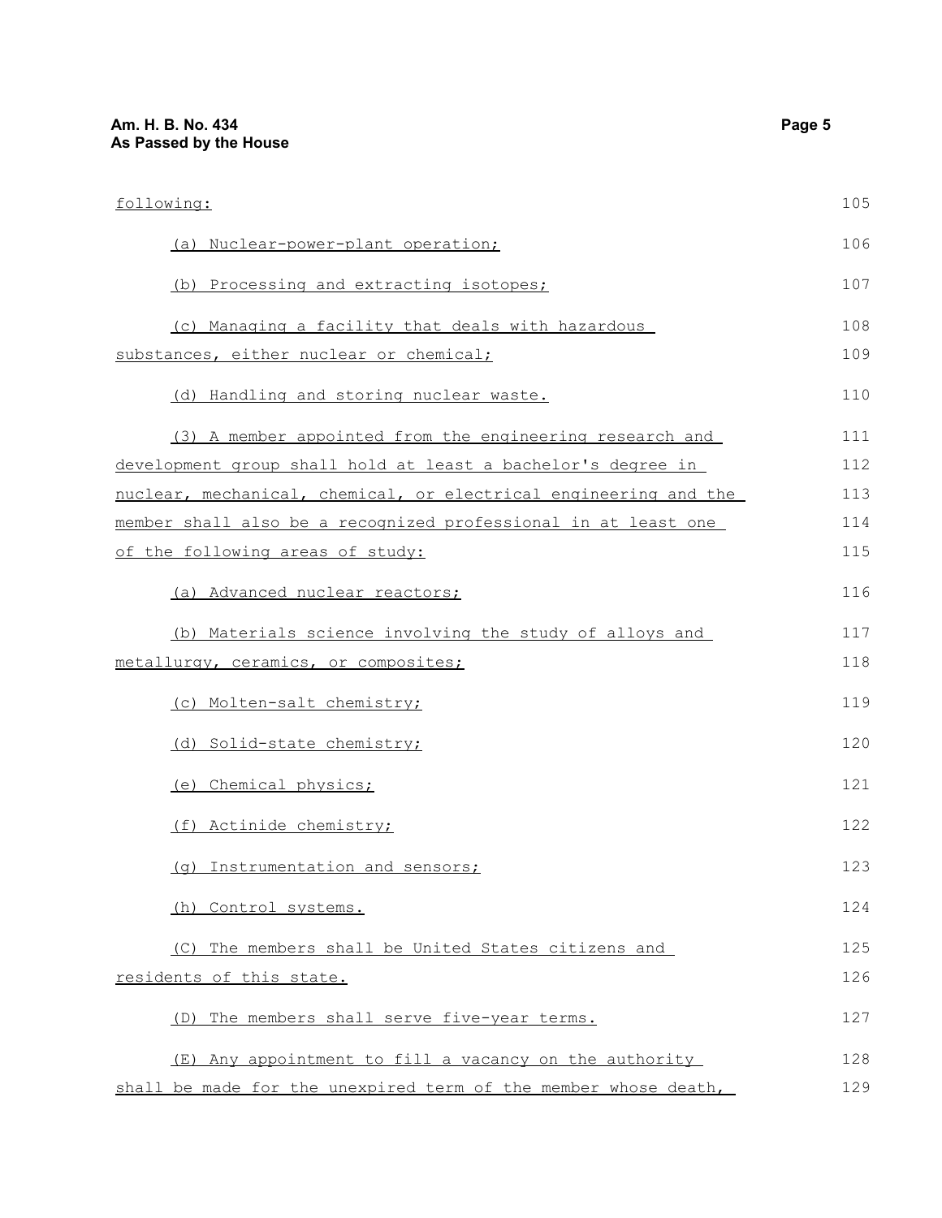following:

(a) Nuclear-power-plant operation;

(b) Processing and extracting isotopes;

(c) Managing a facility that deals with hazardous substances, either nuclear or chemical;

(d) Handling and storing nuclear waste.

(3) A member appointed from the engineering research and development group shall hold at least a bachelor's degree in nuclear, mechanical, chemical, or electrical engineering and the member shall also be a recognized professional in at least one of the following areas of study:

(a) Advanced nuclear reactors;

(b) Materials science involving the study of alloys and metallurgy, ceramics, or composites;

(c) Molten-salt chemistry;

(d) Solid-state chemistry;

(e) Chemical physics;

(f) Actinide chemistry;

(g) Instrumentation and sensors;

(h) Control systems.

(C) The members shall be United States citizens and residents of this state.

(D) The members shall serve five-year terms.

(E) Any appointment to fill a vacancy on the authority shall be made for the unexpired term of the member whose death,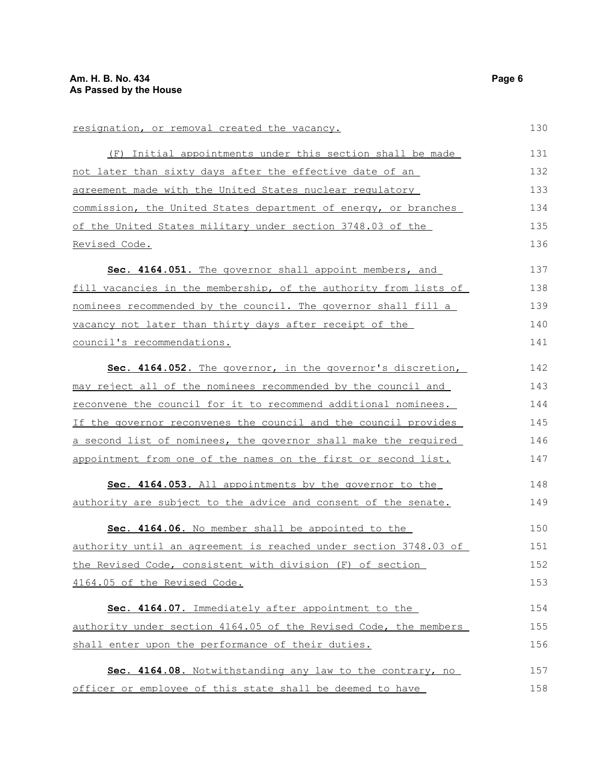resignation, or removal created the vacancy.

(F) Initial appointments under this section shall be made not later than sixty days after the effective date of an agreement made with the United States nuclear regulatory commission, the United States department of energy, or branches of the United States military under section 3748.03 of the Revised Code.

**Sec. 4164.051.** The governor shall appoint members, and fill vacancies in the membership, of the authority from lists of nominees recommended by the council. The governor shall fill a vacancy not later than thirty days after receipt of the council's recommendations.

**Sec. 4164.052.** The governor, in the governor's discretion, may reject all of the nominees recommended by the council and reconvene the council for it to recommend additional nominees. If the governor reconvenes the council and the council provides a second list of nominees, the governor shall make the required appointment from one of the names on the first or second list.

**Sec. 4164.053.** All appointments by the governor to the authority are subject to the advice and consent of the senate.

**Sec. 4164.06.** No member shall be appointed to the authority until an agreement is reached under section 3748.03 of the Revised Code, consistent with division (F) of section 4164.05 of the Revised Code.

**Sec. 4164.07.** Immediately after appointment to the authority under section 4164.05 of the Revised Code, the members shall enter upon the performance of their duties.

**Sec. 4164.08.** Notwithstanding any law to the contrary, no officer or employee of this state shall be deemed to have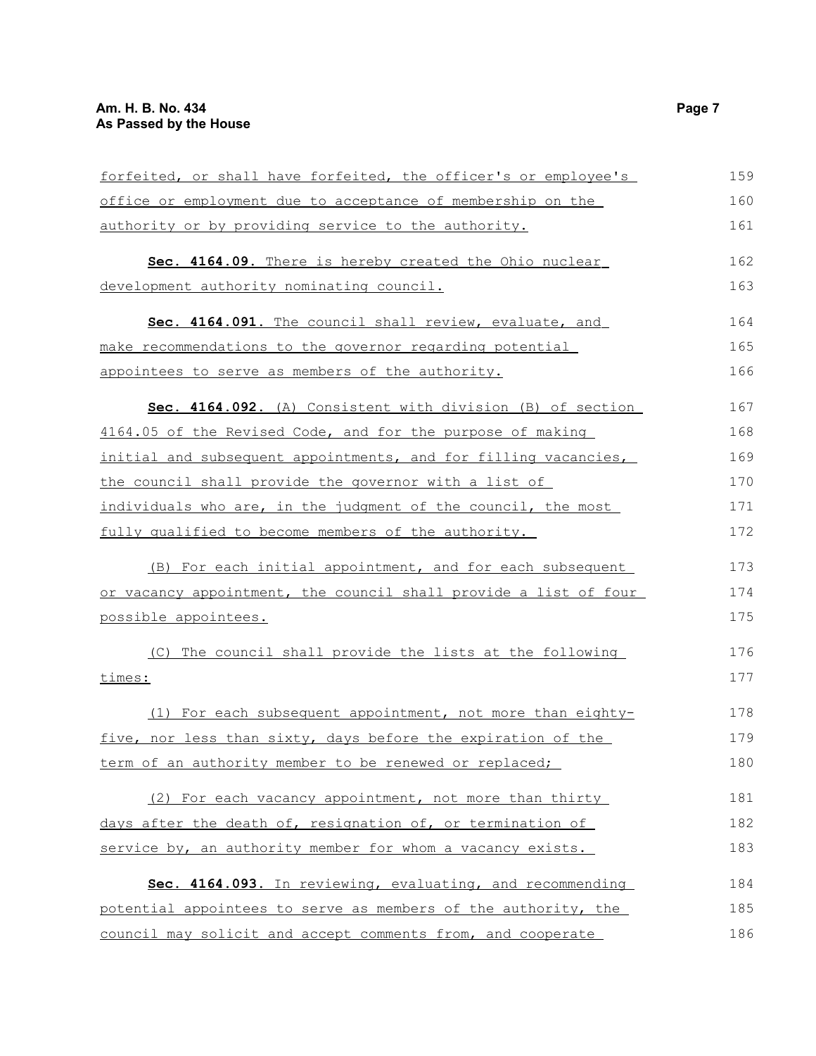forfeited, or shall have forfeited, the officer's or employee's office or employment due to acceptance of membership on the authority or by providing service to the authority.

**Sec. 4164.09.** There is hereby created the Ohio nuclear development authority nominating council.

**Sec. 4164.091.** The council shall review, evaluate, and make recommendations to the governor regarding potential appointees to serve as members of the authority.

**Sec. 4164.092.** (A) Consistent with division (B) of section 4164.05 of the Revised Code, and for the purpose of making initial and subsequent appointments, and for filling vacancies, the council shall provide the governor with a list of individuals who are, in the judgment of the council, the most fully qualified to become members of the authority.

(B) For each initial appointment, and for each subsequent or vacancy appointment, the council shall provide a list of four possible appointees.

(C) The council shall provide the lists at the following times:

(1) For each subsequent appointment, not more than eighty-five, nor less than sixty, days before the expiration of the term of an authority member to be renewed or replaced;

(2) For each vacancy appointment, not more than thirty days after the death of, resignation of, or termination of service by, an authority member for whom a vacancy exists.

**Sec. 4164.093.** In reviewing, evaluating, and recommending potential appointees to serve as members of the authority, the council may solicit and accept comments from, and cooperate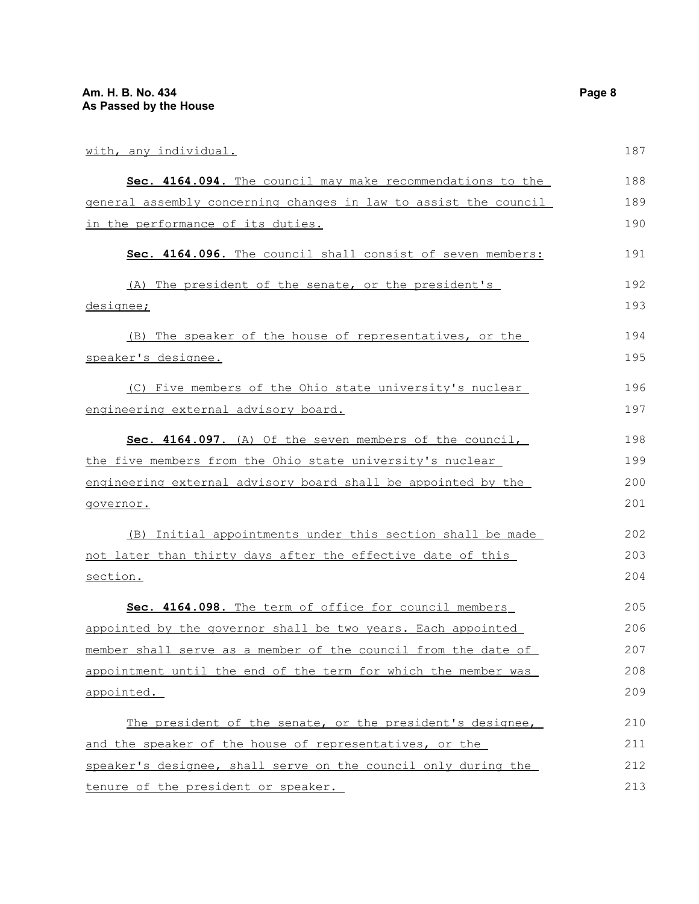with, any individual.

**Sec. 4164.094.** The council may make recommendations to the general assembly concerning changes in law to assist the council in the performance of its duties.

**Sec. 4164.096.** The council shall consist of seven members:

(A) The president of the senate, or the president's designee;

(B) The speaker of the house of representatives, or the speaker's designee.

(C) Five members of the Ohio state university's nuclear engineering external advisory board.

**Sec. 4164.097.** (A) Of the seven members of the council, the five members from the Ohio state university's nuclear engineering external advisory board shall be appointed by the governor.

(B) Initial appointments under this section shall be made not later than thirty days after the effective date of this section.

**Sec. 4164.098.** The term of office for council members appointed by the governor shall be two years. Each appointed member shall serve as a member of the council from the date of appointment until the end of the term for which the member was appointed.

The president of the senate, or the president's designee, and the speaker of the house of representatives, or the speaker's designee, shall serve on the council only during the tenure of the president or speaker.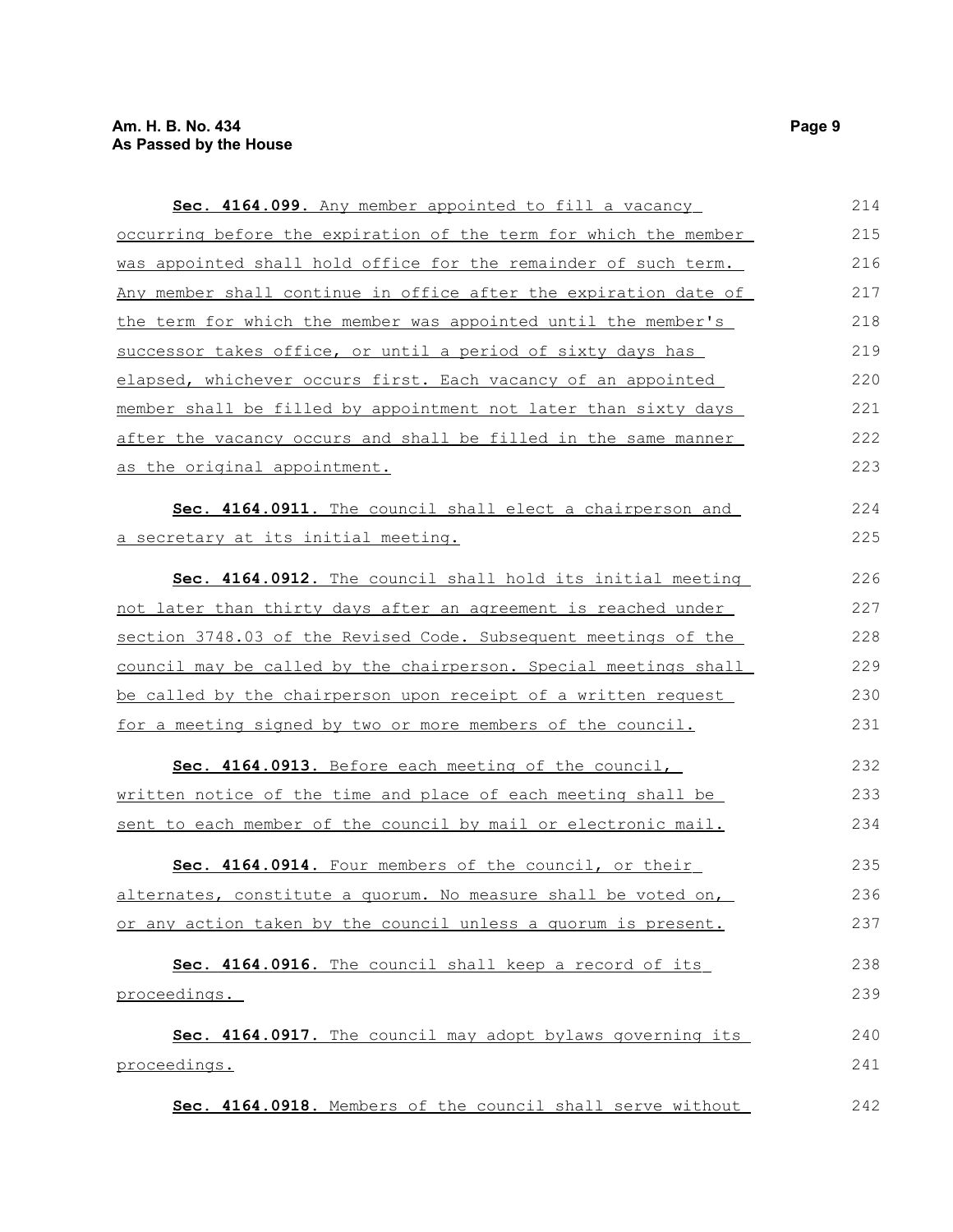**Sec. 4164.099.** Any member appointed to fill a vacancy occurring before the expiration of the term for which the member was appointed shall hold office for the remainder of such term. Any member shall continue in office after the expiration date of the term for which the member was appointed until the member's successor takes office, or until a period of sixty days has elapsed, whichever occurs first. Each vacancy of an appointed member shall be filled by appointment not later than sixty days after the vacancy occurs and shall be filled in the same manner as the original appointment.

**Sec. 4164.0911.** The council shall elect a chairperson and a secretary at its initial meeting.

**Sec. 4164.0912.** The council shall hold its initial meeting not later than thirty days after an agreement is reached under section 3748.03 of the Revised Code. Subsequent meetings of the council may be called by the chairperson. Special meetings shall be called by the chairperson upon receipt of a written request for a meeting signed by two or more members of the council.

**Sec. 4164.0913.** Before each meeting of the council, written notice of the time and place of each meeting shall be sent to each member of the council by mail or electronic mail.

**Sec. 4164.0914.** Four members of the council, or their alternates, constitute a quorum. No measure shall be voted on, or any action taken by the council unless a quorum is present.

**Sec. 4164.0916.** The council shall keep a record of its proceedings.

**Sec. 4164.0917.** The council may adopt bylaws governing its proceedings.

**Sec. 4164.0918.** Members of the council shall serve without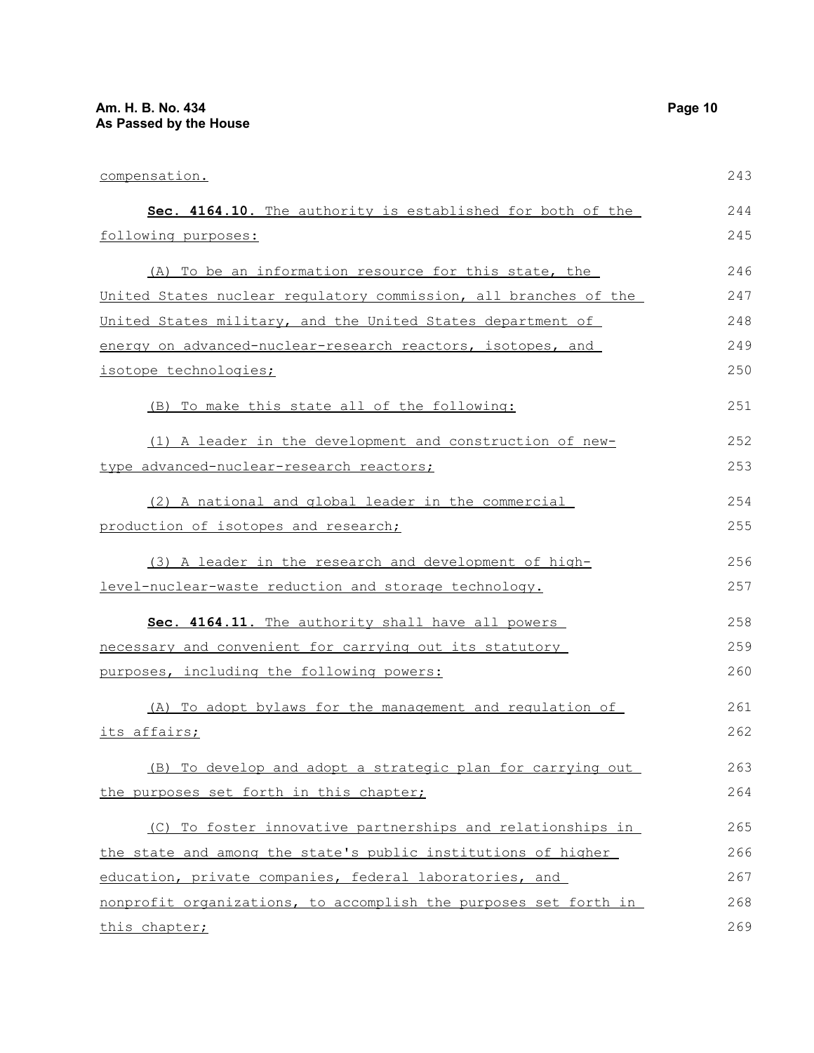compensation.

**Sec. 4164.10.** The authority is established for both of the following purposes:

(A) To be an information resource for this state, the United States nuclear regulatory commission, all branches of the United States military, and the United States department of energy on advanced-nuclear-research reactors, isotopes, and isotope technologies;

(B) To make this state all of the following:

(1) A leader in the development and construction of new-type advanced-nuclear-research reactors;

(2) A national and global leader in the commercial production of isotopes and research;

(3) A leader in the research and development of high-level-nuclear-waste reduction and storage technology.

**Sec. 4164.11.** The authority shall have all powers necessary and convenient for carrying out its statutory purposes, including the following powers:

(A) To adopt bylaws for the management and regulation of its affairs;

(B) To develop and adopt a strategic plan for carrying out the purposes set forth in this chapter;

(C) To foster innovative partnerships and relationships in the state and among the state's public institutions of higher education, private companies, federal laboratories, and nonprofit organizations, to accomplish the purposes set forth in this chapter;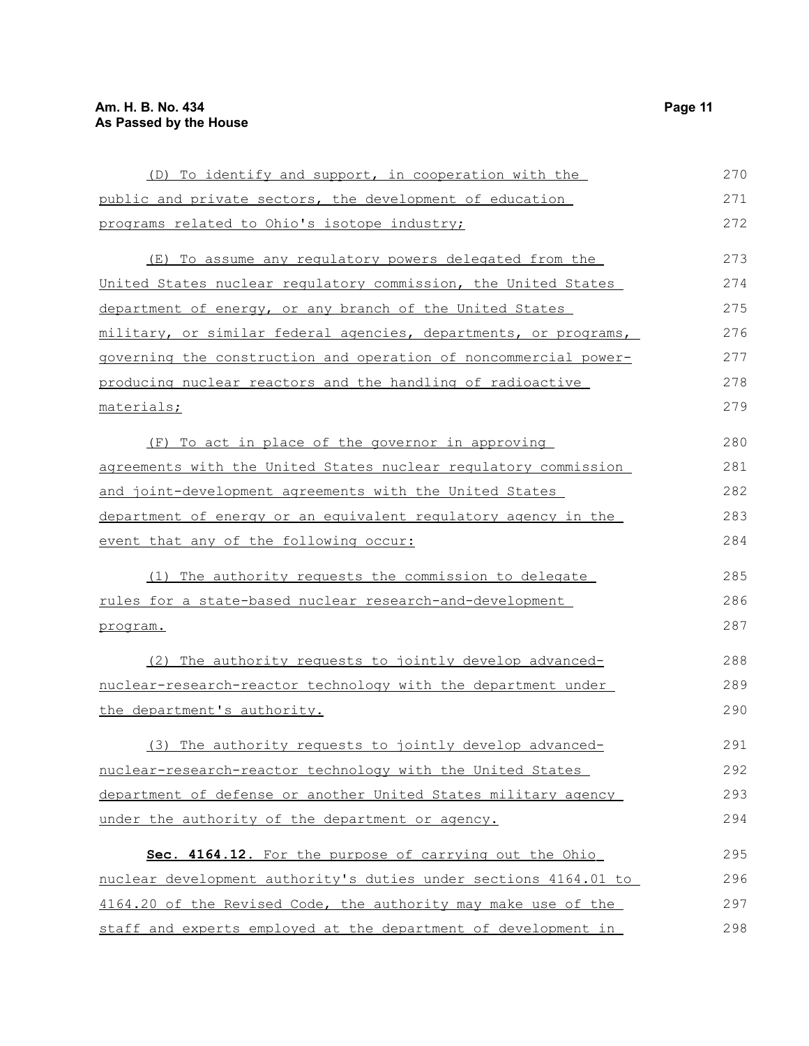(D) To identify and support, in cooperation with the public and private sectors, the development of education programs related to Ohio's isotope industry;

(E) To assume any regulatory powers delegated from the United States nuclear regulatory commission, the United States department of energy, or any branch of the United States military, or similar federal agencies, departments, or programs, governing the construction and operation of noncommercial power-producing nuclear reactors and the handling of radioactive materials;

(F) To act in place of the governor in approving agreements with the United States nuclear regulatory commission and joint-development agreements with the United States department of energy or an equivalent regulatory agency in the event that any of the following occur:

(1) The authority requests the commission to delegate rules for a state-based nuclear research-and-development program.

(2) The authority requests to jointly develop advanced-nuclear-research-reactor technology with the department under the department's authority.

(3) The authority requests to jointly develop advanced-nuclear-research-reactor technology with the United States department of defense or another United States military agency under the authority of the department or agency.

**Sec. 4164.12.** For the purpose of carrying out the Ohio nuclear development authority's duties under sections 4164.01 to 4164.20 of the Revised Code, the authority may make use of the staff and experts employed at the department of development in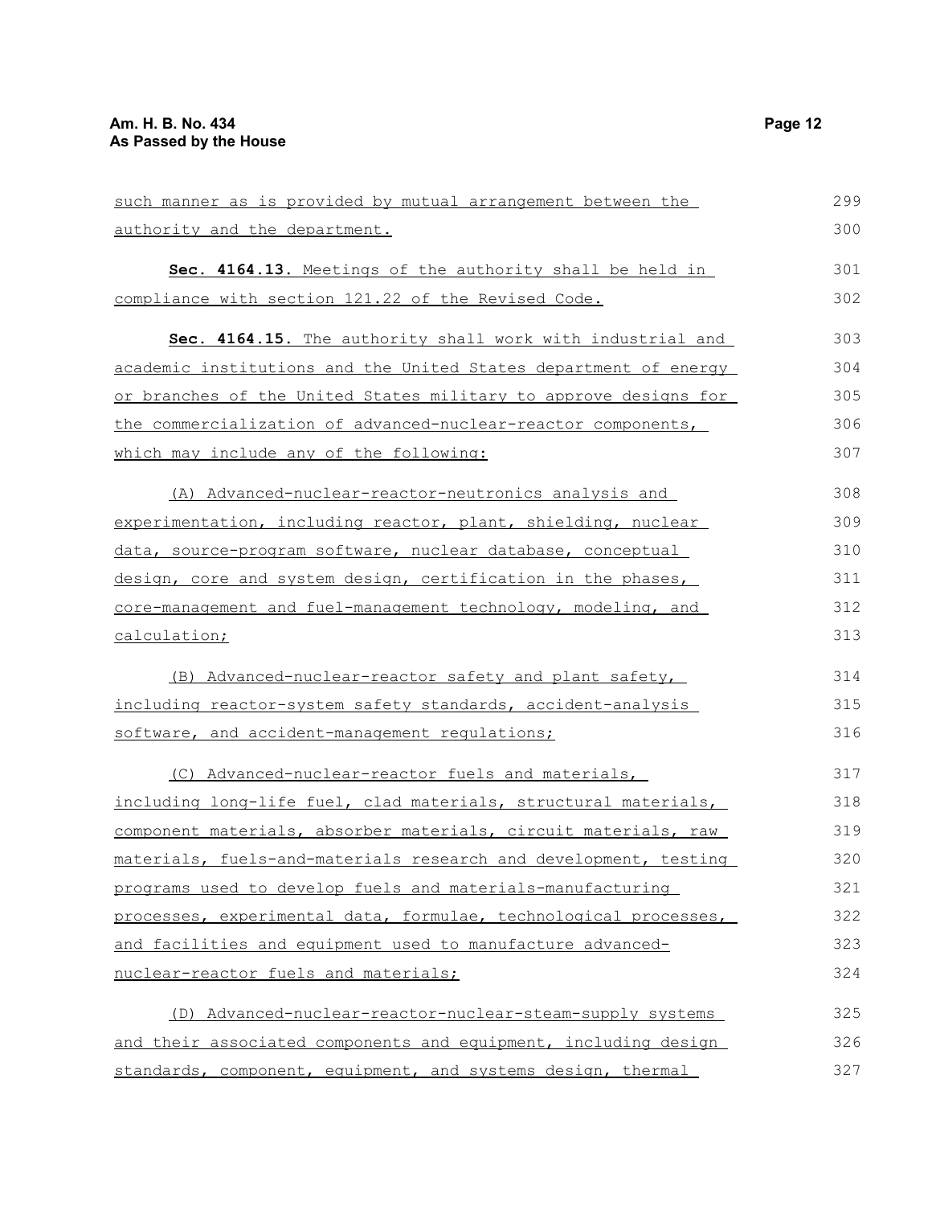such manner as is provided by mutual arrangement between the authority and the department.

**Sec. 4164.13.** Meetings of the authority shall be held in compliance with section 121.22 of the Revised Code.

**Sec. 4164.15.** The authority shall work with industrial and academic institutions and the United States department of energy or branches of the United States military to approve designs for the commercialization of advanced-nuclear-reactor components, which may include any of the following:

(A) Advanced-nuclear-reactor-neutronics analysis and experimentation, including reactor, plant, shielding, nuclear data, source-program software, nuclear database, conceptual design, core and system design, certification in the phases, core-management and fuel-management technology, modeling, and calculation;

(B) Advanced-nuclear-reactor safety and plant safety, including reactor-system safety standards, accident-analysis software, and accident-management regulations;

(C) Advanced-nuclear-reactor fuels and materials, including long-life fuel, clad materials, structural materials, component materials, absorber materials, circuit materials, raw materials, fuels-and-materials research and development, testing programs used to develop fuels and materials-manufacturing processes, experimental data, formulae, technological processes, and facilities and equipment used to manufacture advanced-nuclear-reactor fuels and materials;

(D) Advanced-nuclear-reactor-nuclear-steam-supply systems and their associated components and equipment, including design standards, component, equipment, and systems design, thermal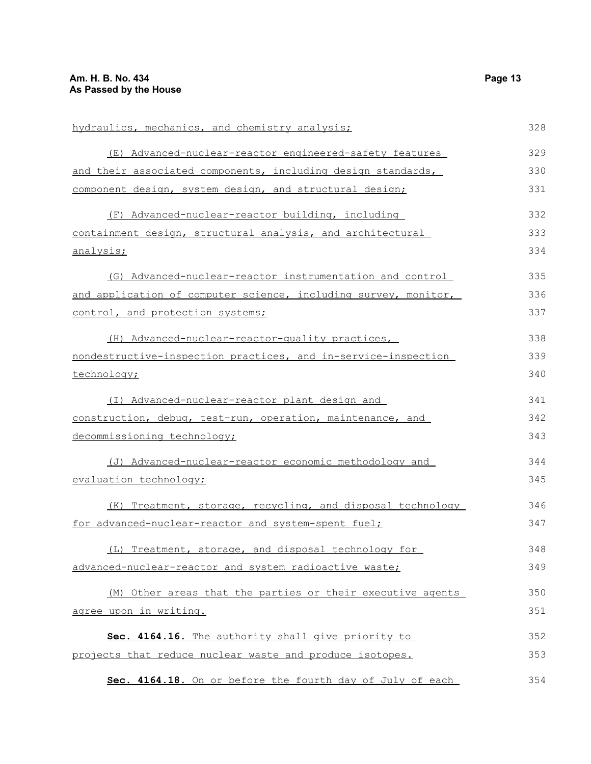hydraulics, mechanics, and chemistry analysis;

(E) Advanced-nuclear-reactor engineered-safety features and their associated components, including design standards, component design, system design, and structural design;

(F) Advanced-nuclear-reactor building, including containment design, structural analysis, and architectural analysis;

(G) Advanced-nuclear-reactor instrumentation and control and application of computer science, including survey, monitor, control, and protection systems;

(H) Advanced-nuclear-reactor-quality practices, nondestructive-inspection practices, and in-service-inspection technology;

(I) Advanced-nuclear-reactor plant design and construction, debug, test-run, operation, maintenance, and decommissioning technology;

(J) Advanced-nuclear-reactor economic methodology and evaluation technology;

(K) Treatment, storage, recycling, and disposal technology for advanced-nuclear-reactor and system-spent fuel;

(L) Treatment, storage, and disposal technology for advanced-nuclear-reactor and system radioactive waste;

(M) Other areas that the parties or their executive agents agree upon in writing.

**Sec. 4164.16.** The authority shall give priority to projects that reduce nuclear waste and produce isotopes.

**Sec. 4164.18.** On or before the fourth day of July of each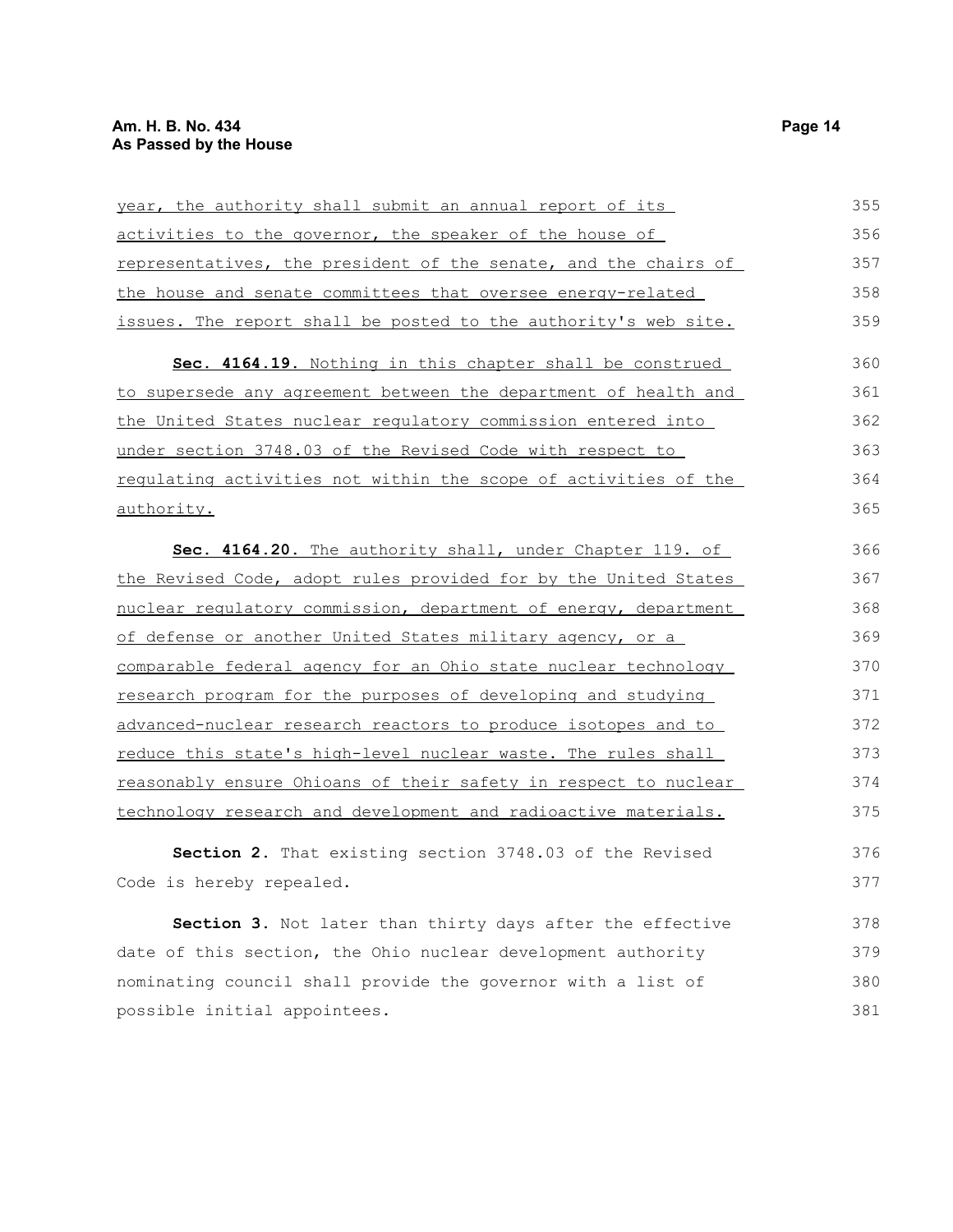year, the authority shall submit an annual report of its activities to the governor, the speaker of the house of representatives, the president of the senate, and the chairs of the house and senate committees that oversee energy-related issues. The report shall be posted to the authority's web site.

**Sec. 4164.19.** Nothing in this chapter shall be construed to supersede any agreement between the department of health and the United States nuclear regulatory commission entered into under section 3748.03 of the Revised Code with respect to regulating activities not within the scope of activities of the authority.

**Sec. 4164.20.** The authority shall, under Chapter 119. of the Revised Code, adopt rules provided for by the United States nuclear regulatory commission, department of energy, department of defense or another United States military agency, or a comparable federal agency for an Ohio state nuclear technology research program for the purposes of developing and studying advanced-nuclear research reactors to produce isotopes and to reduce this state's high-level nuclear waste. The rules shall reasonably ensure Ohioans of their safety in respect to nuclear technology research and development and radioactive materials.

**Section 2.** That existing section 3748.03 of the Revised Code is hereby repealed.

**Section 3.** Not later than thirty days after the effective date of this section, the Ohio nuclear development authority nominating council shall provide the governor with a list of possible initial appointees.